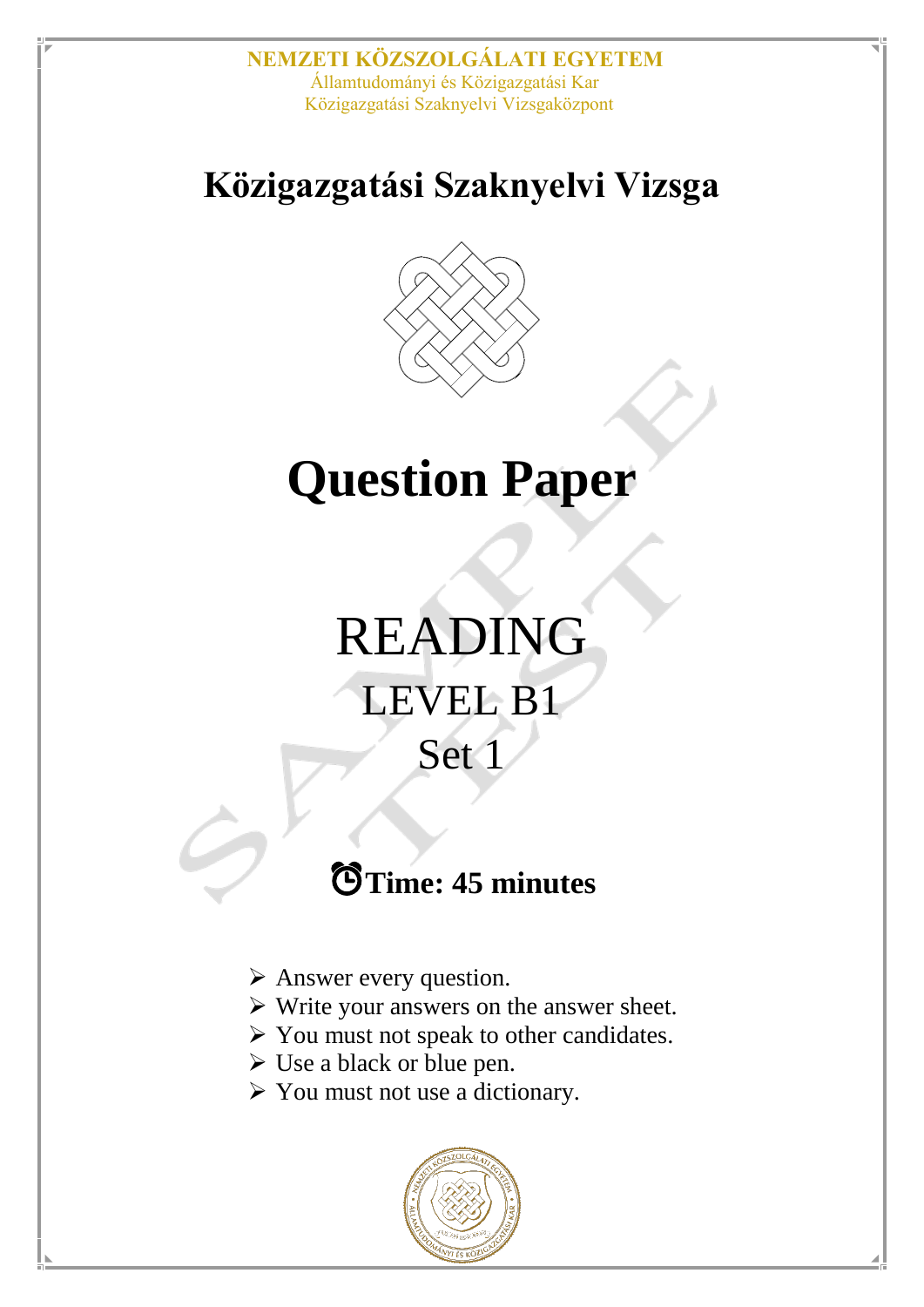NEMZETI KÖZSZOLGÁLATI EGYETEM
Államtudományi és Közigazgatási Kar
Közigazgatási Szaknyelvi Vizsgaközpont

# Közigazgatási Szaknyelvi Vizsga

# Question Paper

# READING

## LEVEL B1

## Set 1

**Time: 45 minutes**

- Answer every question.
- Write your answers on the answer sheet.
- You must not speak to other candidates.
- Use a black or blue pen.
- You must not use a dictionary.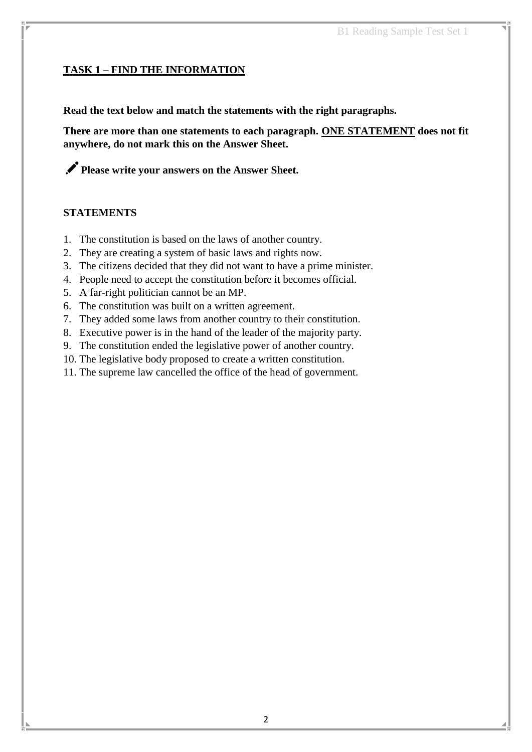## TASK 1 – FIND THE INFORMATION

**Read the text below and match the statements with the right paragraphs.**

**There are more than one statements to each paragraph. ONE STATEMENT does not fit anywhere, do not mark this on the Answer Sheet.**

✏ **Please write your answers on the Answer Sheet.**

### STATEMENTS

1. The constitution is based on the laws of another country.
2. They are creating a system of basic laws and rights now.
3. The citizens decided that they did not want to have a prime minister.
4. People need to accept the constitution before it becomes official.
5. A far-right politician cannot be an MP.
6. The constitution was built on a written agreement.
7. They added some laws from another country to their constitution.
8. Executive power is in the hand of the leader of the majority party.
9. The constitution ended the legislative power of another country.
10. The legislative body proposed to create a written constitution.
11. The supreme law cancelled the office of the head of government.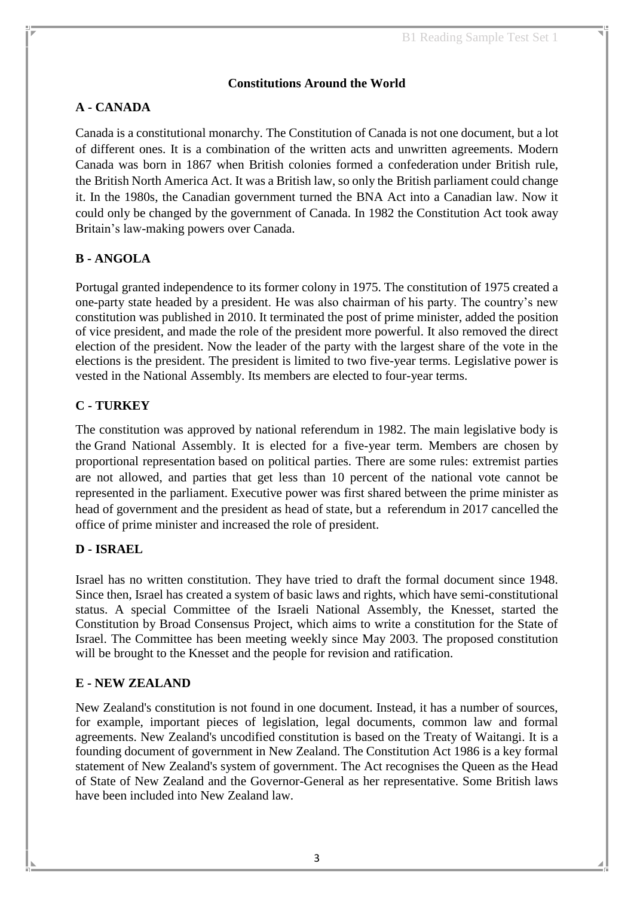## Constitutions Around the World

### A - CANADA

Canada is a constitutional monarchy. The Constitution of Canada is not one document, but a lot of different ones. It is a combination of the written acts and unwritten agreements. Modern Canada was born in 1867 when British colonies formed a confederation under British rule, the British North America Act. It was a British law, so only the British parliament could change it. In the 1980s, the Canadian government turned the BNA Act into a Canadian law. Now it could only be changed by the government of Canada. In 1982 the Constitution Act took away Britain's law-making powers over Canada.

### B - ANGOLA

Portugal granted independence to its former colony in 1975. The constitution of 1975 created a one-party state headed by a president. He was also chairman of his party. The country's new constitution was published in 2010. It terminated the post of prime minister, added the position of vice president, and made the role of the president more powerful. It also removed the direct election of the president. Now the leader of the party with the largest share of the vote in the elections is the president. The president is limited to two five-year terms. Legislative power is vested in the National Assembly. Its members are elected to four-year terms.

### C - TURKEY

The constitution was approved by national referendum in 1982. The main legislative body is the Grand National Assembly. It is elected for a five-year term. Members are chosen by proportional representation based on political parties. There are some rules: extremist parties are not allowed, and parties that get less than 10 percent of the national vote cannot be represented in the parliament. Executive power was first shared between the prime minister as head of government and the president as head of state, but a referendum in 2017 cancelled the office of prime minister and increased the role of president.

### D - ISRAEL

Israel has no written constitution. They have tried to draft the formal document since 1948. Since then, Israel has created a system of basic laws and rights, which have semi-constitutional status. A special Committee of the Israeli National Assembly, the Knesset, started the Constitution by Broad Consensus Project, which aims to write a constitution for the State of Israel. The Committee has been meeting weekly since May 2003. The proposed constitution will be brought to the Knesset and the people for revision and ratification.

### E - NEW ZEALAND

New Zealand's constitution is not found in one document. Instead, it has a number of sources, for example, important pieces of legislation, legal documents, common law and formal agreements. New Zealand's uncodified constitution is based on the Treaty of Waitangi. It is a founding document of government in New Zealand. The Constitution Act 1986 is a key formal statement of New Zealand's system of government. The Act recognises the Queen as the Head of State of New Zealand and the Governor-General as her representative. Some British laws have been included into New Zealand law.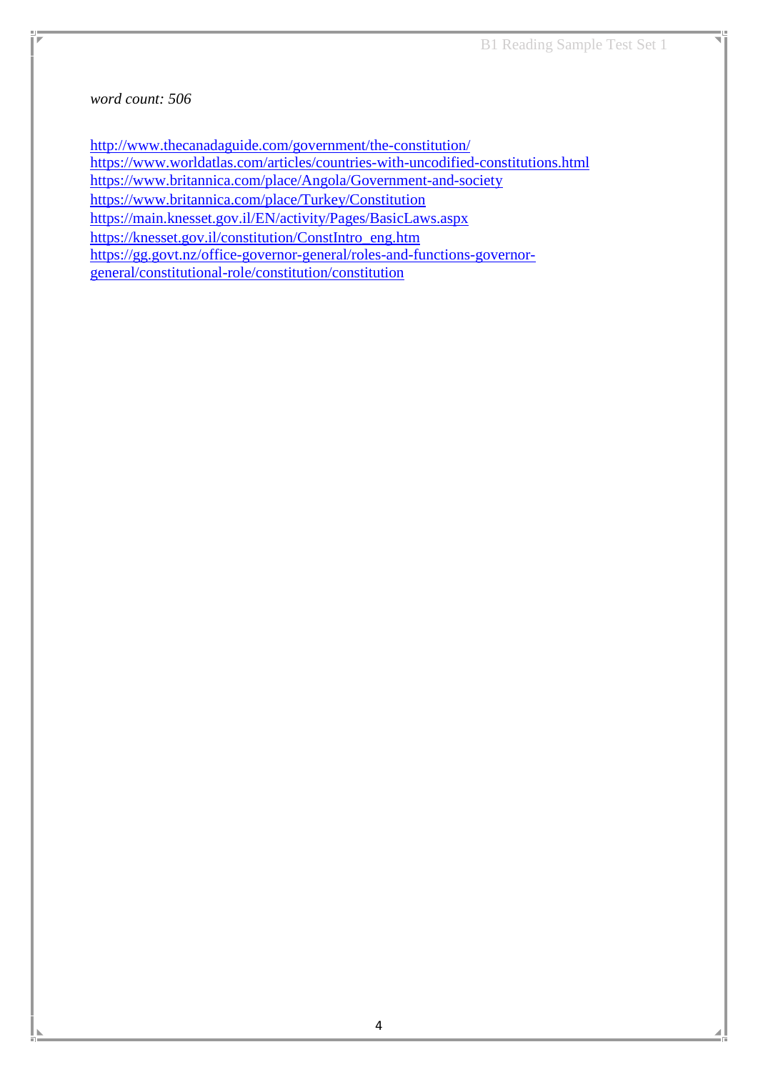*word count: 506*

http://www.thecanadaguide.com/government/the-constitution/
https://www.worldatlas.com/articles/countries-with-uncodified-constitutions.html
https://www.britannica.com/place/Angola/Government-and-society
https://www.britannica.com/place/Turkey/Constitution
https://main.knesset.gov.il/EN/activity/Pages/BasicLaws.aspx
https://knesset.gov.il/constitution/ConstIntro_eng.htm
https://gg.govt.nz/office-governor-general/roles-and-functions-governor-general/constitutional-role/constitution/constitution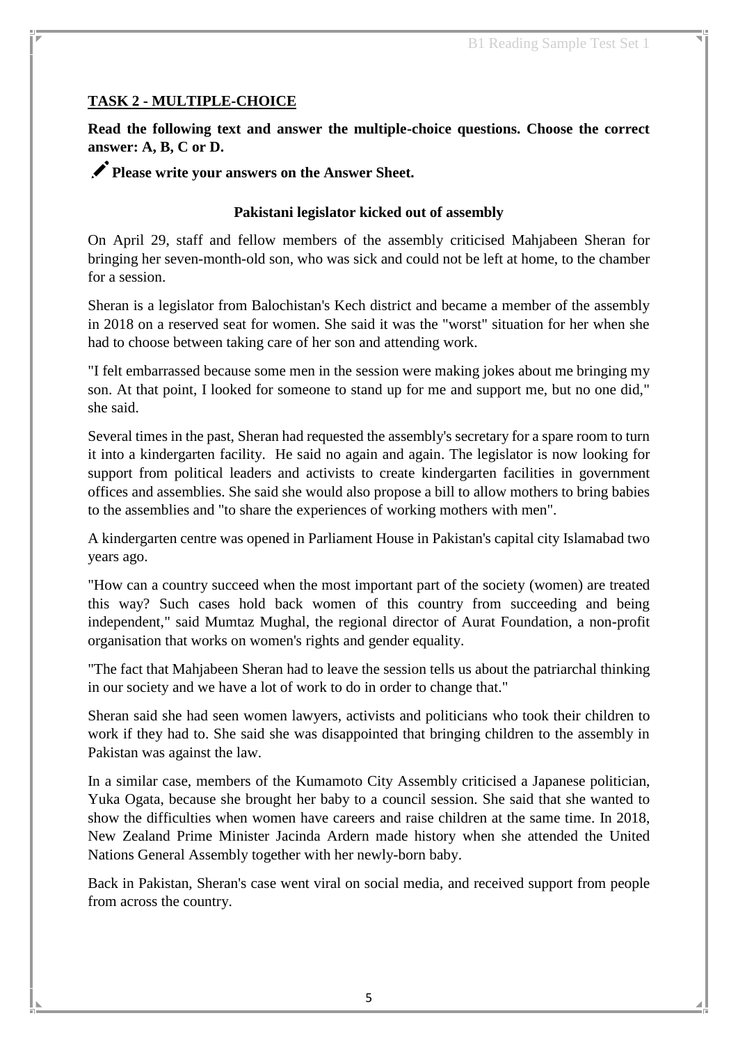**TASK 2 - MULTIPLE-CHOICE**

**Read the following text and answer the multiple-choice questions. Choose the correct answer: A, B, C or D.**

**Please write your answers on the Answer Sheet.**

**Pakistani legislator kicked out of assembly**

On April 29, staff and fellow members of the assembly criticised Mahjabeen Sheran for bringing her seven-month-old son, who was sick and could not be left at home, to the chamber for a session.

Sheran is a legislator from Balochistan's Kech district and became a member of the assembly in 2018 on a reserved seat for women. She said it was the "worst" situation for her when she had to choose between taking care of her son and attending work.

"I felt embarrassed because some men in the session were making jokes about me bringing my son. At that point, I looked for someone to stand up for me and support me, but no one did," she said.

Several times in the past, Sheran had requested the assembly's secretary for a spare room to turn it into a kindergarten facility. He said no again and again. The legislator is now looking for support from political leaders and activists to create kindergarten facilities in government offices and assemblies. She said she would also propose a bill to allow mothers to bring babies to the assemblies and "to share the experiences of working mothers with men".

A kindergarten centre was opened in Parliament House in Pakistan's capital city Islamabad two years ago.

"How can a country succeed when the most important part of the society (women) are treated this way? Such cases hold back women of this country from succeeding and being independent," said Mumtaz Mughal, the regional director of Aurat Foundation, a non-profit organisation that works on women's rights and gender equality.

"The fact that Mahjabeen Sheran had to leave the session tells us about the patriarchal thinking in our society and we have a lot of work to do in order to change that."

Sheran said she had seen women lawyers, activists and politicians who took their children to work if they had to. She said she was disappointed that bringing children to the assembly in Pakistan was against the law.

In a similar case, members of the Kumamoto City Assembly criticised a Japanese politician, Yuka Ogata, because she brought her baby to a council session. She said that she wanted to show the difficulties when women have careers and raise children at the same time. In 2018, New Zealand Prime Minister Jacinda Ardern made history when she attended the United Nations General Assembly together with her newly-born baby.

Back in Pakistan, Sheran's case went viral on social media, and received support from people from across the country.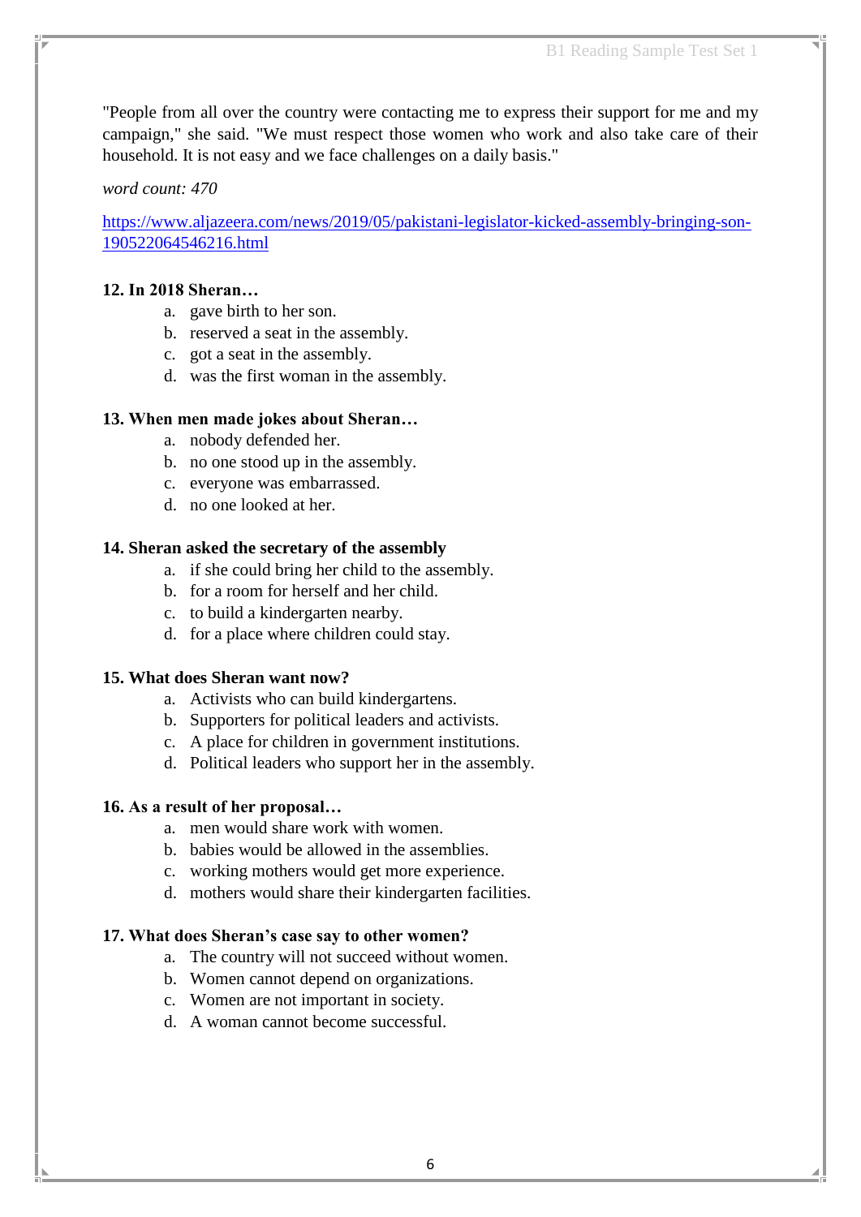"People from all over the country were contacting me to express their support for me and my campaign," she said. "We must respect those women who work and also take care of their household. It is not easy and we face challenges on a daily basis."

*word count: 470*

https://www.aljazeera.com/news/2019/05/pakistani-legislator-kicked-assembly-bringing-son-190522064546216.html

**12. In 2018 Sheran…**

a. gave birth to her son.
b. reserved a seat in the assembly.
c. got a seat in the assembly.
d. was the first woman in the assembly.

**13. When men made jokes about Sheran…**

a. nobody defended her.
b. no one stood up in the assembly.
c. everyone was embarrassed.
d. no one looked at her.

**14. Sheran asked the secretary of the assembly**

a. if she could bring her child to the assembly.
b. for a room for herself and her child.
c. to build a kindergarten nearby.
d. for a place where children could stay.

**15. What does Sheran want now?**

a. Activists who can build kindergartens.
b. Supporters for political leaders and activists.
c. A place for children in government institutions.
d. Political leaders who support her in the assembly.

**16. As a result of her proposal…**

a. men would share work with women.
b. babies would be allowed in the assemblies.
c. working mothers would get more experience.
d. mothers would share their kindergarten facilities.

**17. What does Sheran's case say to other women?**

a. The country will not succeed without women.
b. Women cannot depend on organizations.
c. Women are not important in society.
d. A woman cannot become successful.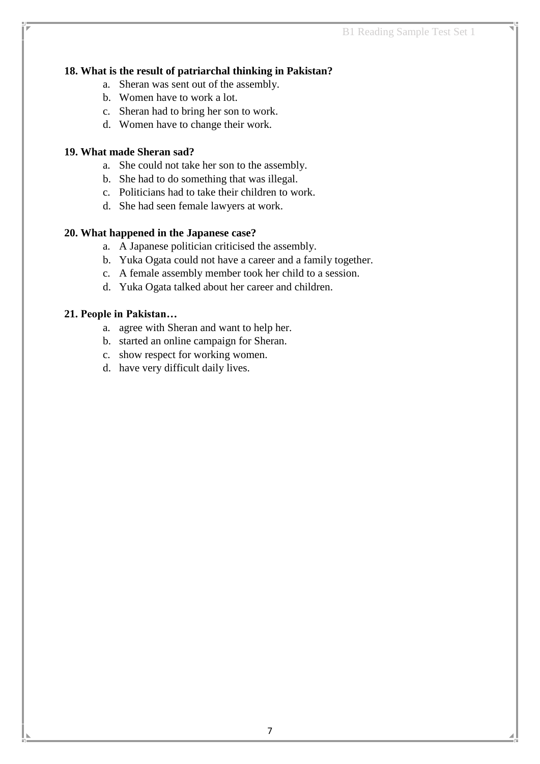**18. What is the result of patriarchal thinking in Pakistan?**

a. Sheran was sent out of the assembly.
b. Women have to work a lot.
c. Sheran had to bring her son to work.
d. Women have to change their work.

**19. What made Sheran sad?**

a. She could not take her son to the assembly.
b. She had to do something that was illegal.
c. Politicians had to take their children to work.
d. She had seen female lawyers at work.

**20. What happened in the Japanese case?**

a. A Japanese politician criticised the assembly.
b. Yuka Ogata could not have a career and a family together.
c. A female assembly member took her child to a session.
d. Yuka Ogata talked about her career and children.

**21. People in Pakistan…**

a. agree with Sheran and want to help her.
b. started an online campaign for Sheran.
c. show respect for working women.
d. have very difficult daily lives.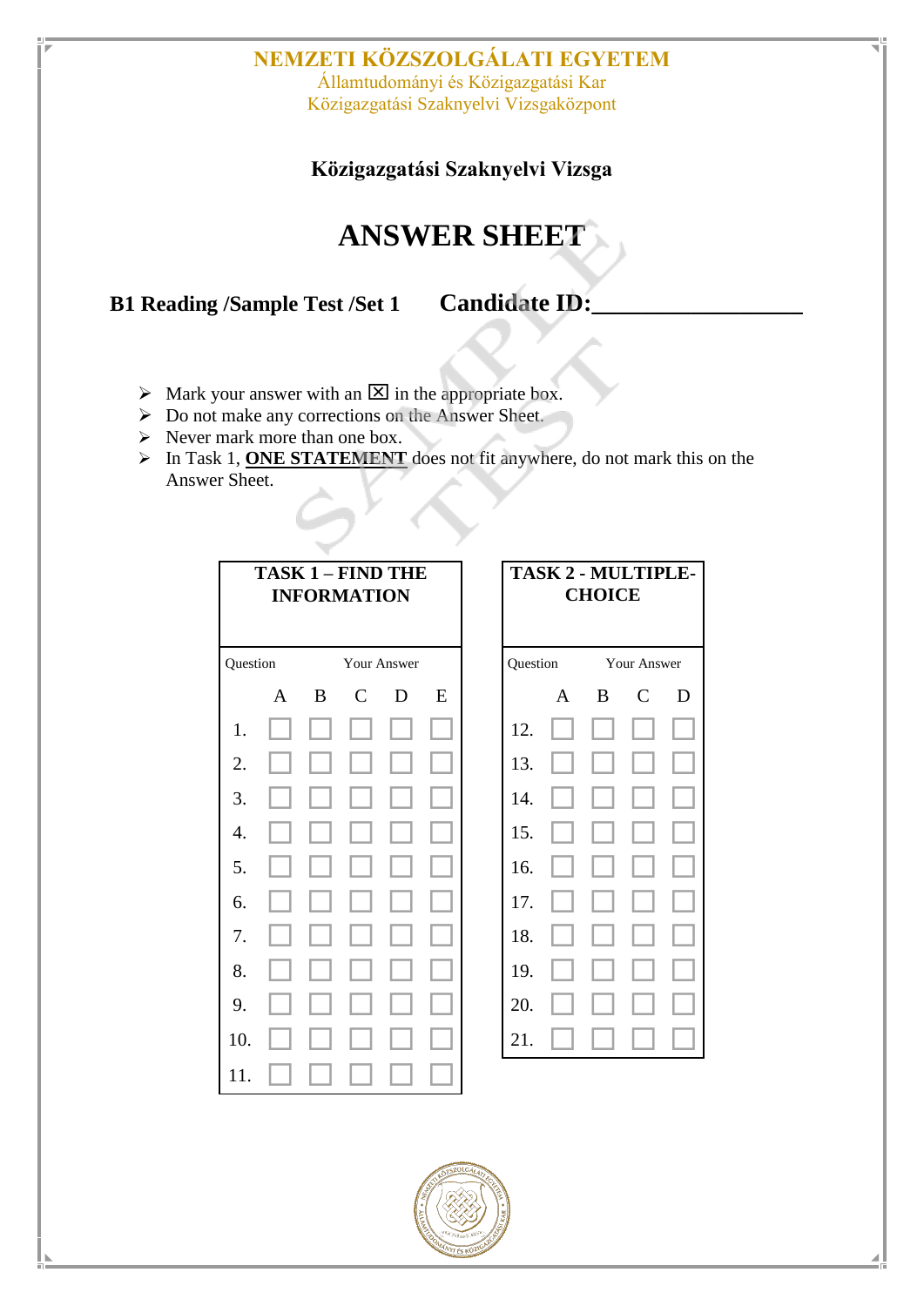**NEMZETI KÖZSZOLGÁLATI EGYETEM**
Államtudományi és Közigazgatási Kar
Közigazgatási Szaknyelvi Vizsgaközpont

**Közigazgatási Szaknyelvi Vizsga**

# ANSWER SHEET

**B1 Reading /Sample Test /Set 1** **Candidate ID:________________**

- Mark your answer with an ☒ in the appropriate box.
- Do not make any corrections on the Answer Sheet.
- Never mark more than one box.
- In Task 1, **ONE STATEMENT** does not fit anywhere, do not mark this on the Answer Sheet.

| **TASK 1 – FIND THE INFORMATION** | | | | | |
|---|---|---|---|---|---|
| Question | Your Answer | | | | |
| | A | B | C | D | E |
| 1. | ☐ | ☐ | ☐ | ☐ | ☐ |
| 2. | ☐ | ☐ | ☐ | ☐ | ☐ |
| 3. | ☐ | ☐ | ☐ | ☐ | ☐ |
| 4. | ☐ | ☐ | ☐ | ☐ | ☐ |
| 5. | ☐ | ☐ | ☐ | ☐ | ☐ |
| 6. | ☐ | ☐ | ☐ | ☐ | ☐ |
| 7. | ☐ | ☐ | ☐ | ☐ | ☐ |
| 8. | ☐ | ☐ | ☐ | ☐ | ☐ |
| 9. | ☐ | ☐ | ☐ | ☐ | ☐ |
| 10. | ☐ | ☐ | ☐ | ☐ | ☐ |
| 11. | ☐ | ☐ | ☐ | ☐ | ☐ |

| **TASK 2 - MULTIPLE-CHOICE** | | | | |
|---|---|---|---|---|
| Question | Your Answer | | | |
| | A | B | C | D |
| 12. | ☐ | ☐ | ☐ | ☐ |
| 13. | ☐ | ☐ | ☐ | ☐ |
| 14. | ☐ | ☐ | ☐ | ☐ |
| 15. | ☐ | ☐ | ☐ | ☐ |
| 16. | ☐ | ☐ | ☐ | ☐ |
| 17. | ☐ | ☐ | ☐ | ☐ |
| 18. | ☐ | ☐ | ☐ | ☐ |
| 19. | ☐ | ☐ | ☐ | ☐ |
| 20. | ☐ | ☐ | ☐ | ☐ |
| 21. | ☐ | ☐ | ☐ | ☐ |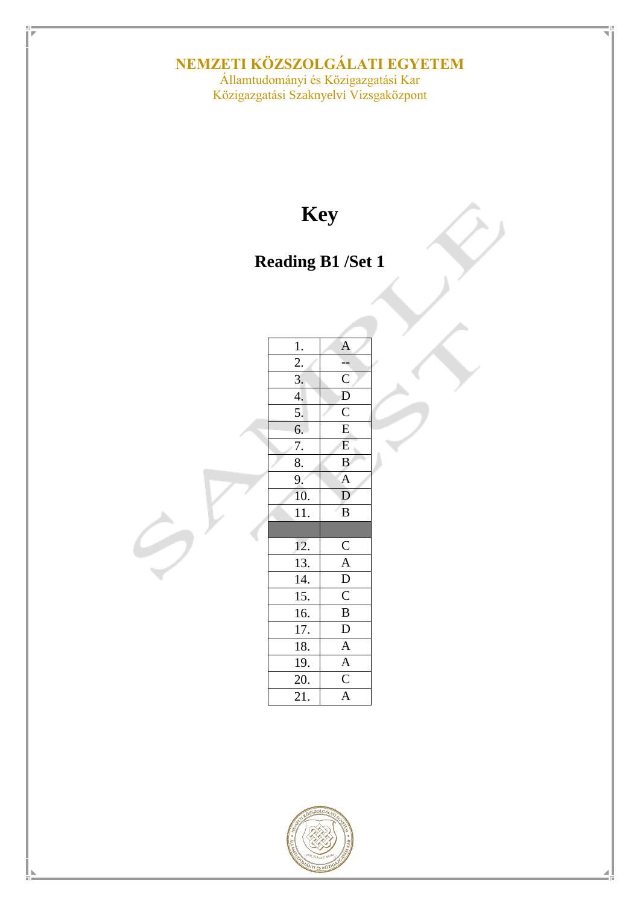**NEMZETI KÖZSZOLGÁLATI EGYETEM**
Államtudományi és Közigazgatási Kar
Közigazgatási Szaknyelvi Vizsgaközpont

# Key

## Reading B1 /Set 1

| | |
|---|---|
| 1. | A |
| 2. | -- |
| 3. | C |
| 4. | D |
| 5. | C |
| 6. | E |
| 7. | E |
| 8. | B |
| 9. | A |
| 10. | D |
| 11. | B |
| | |
| 12. | C |
| 13. | A |
| 14. | D |
| 15. | C |
| 16. | B |
| 17. | D |
| 18. | A |
| 19. | A |
| 20. | C |
| 21. | A |